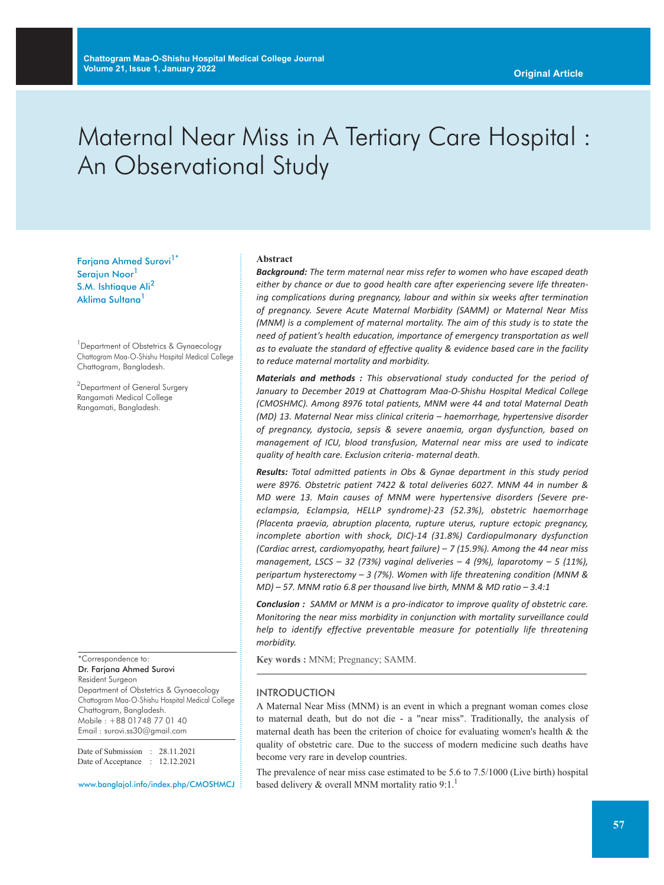Original Article

# Maternal Near Miss in A Tertiary Care Hospital : An Observational Study

Farjana Ahmed Surovi[1*]
Serajun Noor[1]
S.M. Ishtiaque Ali[2]
Aklima Sultana[1]

[1]Department of Obstetrics & Gynaecology
Chattogram Maa-O-Shishu Hospital Medical College
Chattogram, Bangladesh.

[2]Department of General Surgery
Rangamati Medical College
Rangamati, Bangladesh.

*Correspondence to:
Dr. Farjana Ahmed Surovi
Resident Surgeon
Department of Obstetrics & Gynaecology
Chattogram Maa-O-Shishu Hospital Medical College
Chattogram, Bangladesh.
Mobile : +88 01748 77 01 40
Email : surovi.ss30@gmail.com

Date of Submission : 28.11.2021
Date of Acceptance : 12.12.2021

www.banglajol.info/index.php/CMOSHMCJ

## Abstract

***Background:*** *The term maternal near miss refer to women who have escaped death either by chance or due to good health care after experiencing severe life threatening complications during pregnancy, labour and within six weeks after termination of pregnancy. Severe Acute Maternal Morbidity (SAMM) or Maternal Near Miss (MNM) is a complement of maternal mortality. The aim of this study is to state the need of patient's health education, importance of emergency transportation as well as to evaluate the standard of effective quality & evidence based care in the facility to reduce maternal mortality and morbidity.*

***Materials and methods :*** *This observational study conducted for the period of January to December 2019 at Chattogram Maa-O-Shishu Hospital Medical College (CMOSHMC). Among 8976 total patients, MNM were 44 and total Maternal Death (MD) 13. Maternal Near miss clinical criteria – haemorrhage, hypertensive disorder of pregnancy, dystocia, sepsis & severe anaemia, organ dysfunction, based on management of ICU, blood transfusion, Maternal near miss are used to indicate quality of health care. Exclusion criteria- maternal death.*

***Results:*** *Total admitted patients in Obs & Gynae department in this study period were 8976. Obstetric patient 7422 & total deliveries 6027. MNM 44 in number & MD were 13. Main causes of MNM were hypertensive disorders (Severe pre-eclampsia, Eclampsia, HELLP syndrome)-23 (52.3%), obstetric haemorrhage (Placenta praevia, abruption placenta, rupture uterus, rupture ectopic pregnancy, incomplete abortion with shock, DIC)-14 (31.8%) Cardiopulmonary dysfunction (Cardiac arrest, cardiomyopathy, heart failure) – 7 (15.9%). Among the 44 near miss management, LSCS – 32 (73%) vaginal deliveries – 4 (9%), laparotomy – 5 (11%), peripartum hysterectomy – 3 (7%). Women with life threatening condition (MNM & MD) – 57. MNM ratio 6.8 per thousand live birth, MNM & MD ratio – 3.4:1*

***Conclusion :*** *SAMM or MNM is a pro-indicator to improve quality of obstetric care. Monitoring the near miss morbidity in conjunction with mortality surveillance could help to identify effective preventable measure for potentially life threatening morbidity.*

**Key words :** MNM; Pregnancy; SAMM.

## INTRODUCTION

A Maternal Near Miss (MNM) is an event in which a pregnant woman comes close to maternal death, but do not die - a "near miss". Traditionally, the analysis of maternal death has been the criterion of choice for evaluating women's health & the quality of obstetric care. Due to the success of modern medicine such deaths have become very rare in develop countries.

The prevalence of near miss case estimated to be 5.6 to 7.5/1000 (Live birth) hospital based delivery & overall MNM mortality ratio 9:1.[1]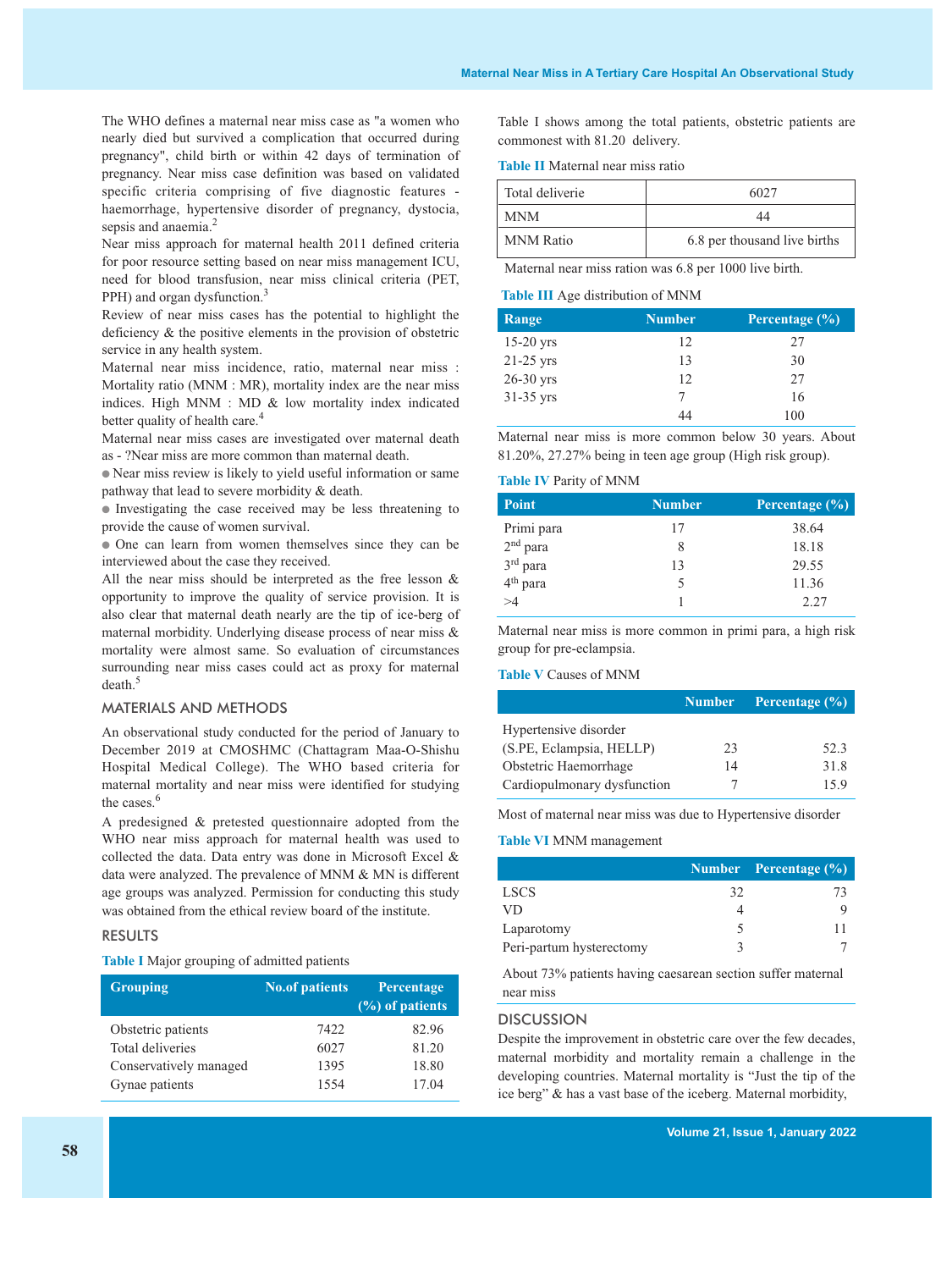The WHO defines a maternal near miss case as "a women who nearly died but survived a complication that occurred during pregnancy", child birth or within 42 days of termination of pregnancy. Near miss case definition was based on validated specific criteria comprising of five diagnostic features - haemorrhage, hypertensive disorder of pregnancy, dystocia, sepsis and anaemia.[2]

Near miss approach for maternal health 2011 defined criteria for poor resource setting based on near miss management ICU, need for blood transfusion, near miss clinical criteria (PET, PPH) and organ dysfunction.[3]

Review of near miss cases has the potential to highlight the deficiency & the positive elements in the provision of obstetric service in any health system.

Maternal near miss incidence, ratio, maternal near miss : Mortality ratio (MNM : MR), mortality index are the near miss indices. High MNM : MD & low mortality index indicated better quality of health care.[4]

Maternal near miss cases are investigated over maternal death as - ?Near miss are more common than maternal death.

- Near miss review is likely to yield useful information or same pathway that lead to severe morbidity & death.
- Investigating the case received may be less threatening to provide the cause of women survival.
- One can learn from women themselves since they can be interviewed about the case they received.

All the near miss should be interpreted as the free lesson & opportunity to improve the quality of service provision. It is also clear that maternal death nearly are the tip of ice-berg of maternal morbidity. Underlying disease process of near miss & mortality were almost same. So evaluation of circumstances surrounding near miss cases could act as proxy for maternal death.[5]

## MATERIALS AND METHODS

An observational study conducted for the period of January to December 2019 at CMOSHMC (Chattagram Maa-O-Shishu Hospital Medical College). The WHO based criteria for maternal mortality and near miss were identified for studying the cases.[6]

A predesigned & pretested questionnaire adopted from the WHO near miss approach for maternal health was used to collected the data. Data entry was done in Microsoft Excel & data were analyzed. The prevalence of MNM & MN is different age groups was analyzed. Permission for conducting this study was obtained from the ethical review board of the institute.

## RESULTS

**Table I** Major grouping of admitted patients

| Grouping | No.of patients | Percentage (%) of patients |
|---|---|---|
| Obstetric patients | 7422 | 82.96 |
| Total deliveries | 6027 | 81.20 |
| Conservatively managed | 1395 | 18.80 |
| Gynae patients | 1554 | 17.04 |

Table I shows among the total patients, obstetric patients are commonest with 81.20 delivery.

**Table II** Maternal near miss ratio

| | |
|---|---|
| Total deliverie | 6027 |
| MNM | 44 |
| MNM Ratio | 6.8 per thousand live births |

Maternal near miss ration was 6.8 per 1000 live birth.

**Table III** Age distribution of MNM

| Range | Number | Percentage (%) |
|---|---|---|
| 15-20 yrs | 12 | 27 |
| 21-25 yrs | 13 | 30 |
| 26-30 yrs | 12 | 27 |
| 31-35 yrs | 7 | 16 |
| | 44 | 100 |

Maternal near miss is more common below 30 years. About 81.20%, 27.27% being in teen age group (High risk group).

**Table IV** Parity of MNM

| Point | Number | Percentage (%) |
|---|---|---|
| Primi para | 17 | 38.64 |
| 2nd para | 8 | 18.18 |
| 3rd para | 13 | 29.55 |
| 4th para | 5 | 11.36 |
| >4 | 1 | 2.27 |

Maternal near miss is more common in primi para, a high risk group for pre-eclampsia.

**Table V** Causes of MNM

| | Number | Percentage (%) |
|---|---|---|
| Hypertensive disorder (S.PE, Eclampsia, HELLP) | 23 | 52.3 |
| Obstetric Haemorrhage | 14 | 31.8 |
| Cardiopulmonary dysfunction | 7 | 15.9 |

Most of maternal near miss was due to Hypertensive disorder

**Table VI** MNM management

| | Number | Percentage (%) |
|---|---|---|
| LSCS | 32 | 73 |
| VD | 4 | 9 |
| Laparotomy | 5 | 11 |
| Peri-partum hysterectomy | 3 | 7 |

About 73% patients having caesarean section suffer maternal near miss

## DISCUSSION

Despite the improvement in obstetric care over the few decades, maternal morbidity and mortality remain a challenge in the developing countries. Maternal mortality is "Just the tip of the ice berg" & has a vast base of the iceberg. Maternal morbidity,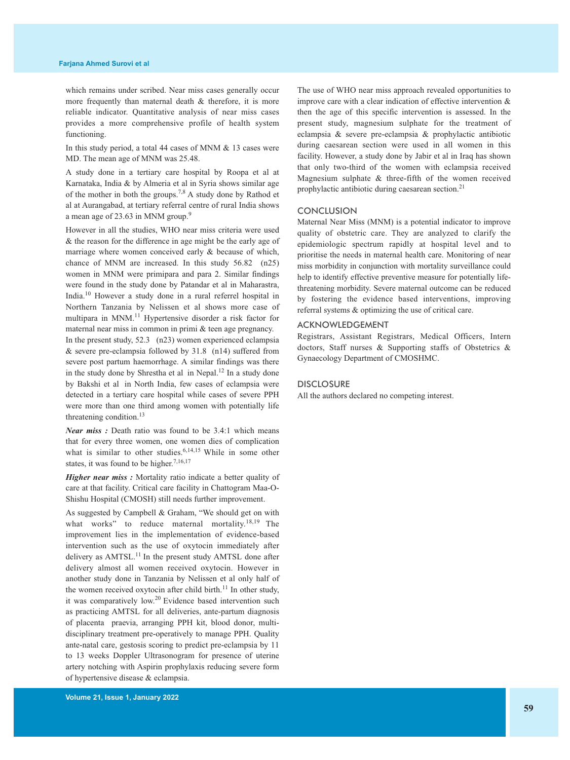which remains under scribed. Near miss cases generally occur more frequently than maternal death & therefore, it is more reliable indicator. Quantitative analysis of near miss cases provides a more comprehensive profile of health system functioning.

In this study period, a total 44 cases of MNM & 13 cases were MD. The mean age of MNM was 25.48.

A study done in a tertiary care hospital by Roopa et al at Karnataka, India & by Almeria et al in Syria shows similar age of the mother in both the groups.[7,8] A study done by Rathod et al at Aurangabad, at tertiary referral centre of rural India shows a mean age of 23.63 in MNM group.[9]

However in all the studies, WHO near miss criteria were used & the reason for the difference in age might be the early age of marriage where women conceived early & because of which, chance of MNM are increased. In this study 56.82 (n25) women in MNM were primipara and para 2. Similar findings were found in the study done by Patandar et al in Maharastra, India.[10] However a study done in a rural referrel hospital in Northern Tanzania by Nelissen et al shows more case of multipara in MNM.[11] Hypertensive disorder a risk factor for maternal near miss in common in primi & teen age pregnancy.

In the present study, 52.3 (n23) women experienced eclampsia & severe pre-eclampsia followed by 31.8 (n14) suffered from severe post partum haemorrhage. A similar findings was there in the study done by Shrestha et al in Nepal.[12] In a study done by Bakshi et al in North India, few cases of eclampsia were detected in a tertiary care hospital while cases of severe PPH were more than one third among women with potentially life threatening condition.[13]

***Near miss :*** Death ratio was found to be 3.4:1 which means that for every three women, one women dies of complication what is similar to other studies.[6,14,15] While in some other states, it was found to be higher.[7,16,17]

***Higher near miss :*** Mortality ratio indicate a better quality of care at that facility. Critical care facility in Chattogram Maa-O-Shishu Hospital (CMOSH) still needs further improvement.

As suggested by Campbell & Graham, "We should get on with what works" to reduce maternal mortality.[18,19] The improvement lies in the implementation of evidence-based intervention such as the use of oxytocin immediately after delivery as AMTSL.[11] In the present study AMTSL done after delivery almost all women received oxytocin. However in another study done in Tanzania by Nelissen et al only half of the women received oxytocin after child birth.[11] In other study, it was comparatively low.[20] Evidence based intervention such as practicing AMTSL for all deliveries, ante-partum diagnosis of placenta praevia, arranging PPH kit, blood donor, multi-disciplinary treatment pre-operatively to manage PPH. Quality ante-natal care, gestosis scoring to predict pre-eclampsia by 11 to 13 weeks Doppler Ultrasonogram for presence of uterine artery notching with Aspirin prophylaxis reducing severe form of hypertensive disease & eclampsia.

The use of WHO near miss approach revealed opportunities to improve care with a clear indication of effective intervention & then the age of this specific intervention is assessed. In the present study, magnesium sulphate for the treatment of eclampsia & severe pre-eclampsia & prophylactic antibiotic during caesarean section were used in all women in this facility. However, a study done by Jabir et al in Iraq has shown that only two-third of the women with eclampsia received Magnesium sulphate & three-fifth of the women received prophylactic antibiotic during caesarean section.[21]

## CONCLUSION

Maternal Near Miss (MNM) is a potential indicator to improve quality of obstetric care. They are analyzed to clarify the epidemiologic spectrum rapidly at hospital level and to prioritise the needs in maternal health care. Monitoring of near miss morbidity in conjunction with mortality surveillance could help to identify effective preventive measure for potentially life-threatening morbidity. Severe maternal outcome can be reduced by fostering the evidence based interventions, improving referral systems & optimizing the use of critical care.

## ACKNOWLEDGEMENT

Registrars, Assistant Registrars, Medical Officers, Intern doctors, Staff nurses & Supporting staffs of Obstetrics & Gynaecology Department of CMOSHMC.

## DISCLOSURE

All the authors declared no competing interest.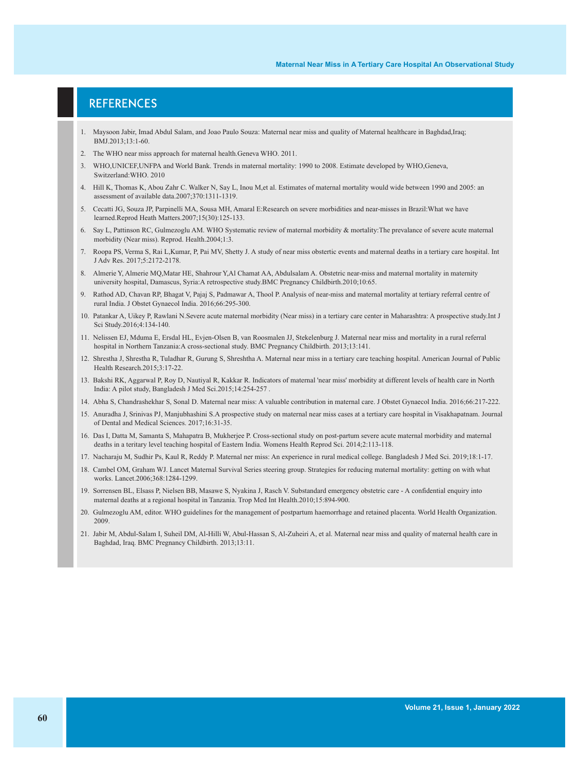## REFERENCES

1. Maysoon Jabir, Imad Abdul Salam, and Joao Paulo Souza: Maternal near miss and quality of Maternal healthcare in Baghdad,Iraq; BMJ.2013;13:1-60.
2. The WHO near miss approach for maternal health.Geneva WHO. 2011.
3. WHO,UNICEF,UNFPA and World Bank. Trends in maternal mortality: 1990 to 2008. Estimate developed by WHO,Geneva, Switzerland:WHO. 2010
4. Hill K, Thomas K, Abou Zahr C. Walker N, Say L, Inou M,et al. Estimates of maternal mortality would wide between 1990 and 2005: an assessment of available data.2007;370:1311-1319.
5. Cecatti JG, Souza JP, Parpinelli MA, Sousa MH, Amaral E:Research on severe morbidities and near-misses in Brazil:What we have learned.Reprod Heath Matters.2007;15(30):125-133.
6. Say L, Pattinson RC, Gulmezoglu AM. WHO Systematic review of maternal morbidity & mortality:The prevalance of severe acute maternal morbidity (Near miss). Reprod. Health.2004;1:3.
7. Roopa PS, Verma S, Rai L,Kumar, P, Pai MV, Shetty J. A study of near miss obstertic events and maternal deaths in a tertiary care hospital. Int J Adv Res. 2017;5:2172-2178.
8. Almerie Y, Almerie MQ,Matar HE, Shahrour Y,Al Chamat AA, Abdulsalam A. Obstetric near-miss and maternal mortality in maternity university hospital, Damascus, Syria:A retrospective study.BMC Pregnancy Childbirth.2010;10:65.
9. Rathod AD, Chavan RP, Bhagat V, Pajaj S, Padmawar A, Thool P. Analysis of near-miss and maternal mortality at tertiary referral centre of rural India. J Obstet Gynaecol India. 2016;66:295-300.
10. Patankar A, Uikey P, Rawlani N.Severe acute maternal morbidity (Near miss) in a tertiary care center in Maharashtra: A prospective study.Int J Sci Study.2016;4:134-140.
11. Nelissen EJ, Mduma E, Ersdal HL, Evjen-Olsen B, van Roosmalen JJ, Stekelenburg J. Maternal near miss and mortality in a rural referral hospital in Northern Tanzania:A cross-sectional study. BMC Pregnancy Childbirth. 2013;13:141.
12. Shrestha J, Shrestha R, Tuladhar R, Gurung S, Shreshtha A. Maternal near miss in a tertiary care teaching hospital. American Journal of Public Health Research.2015;3:17-22.
13. Bakshi RK, Aggarwal P, Roy D, Nautiyal R, Kakkar R. Indicators of maternal 'near miss' morbidity at different levels of health care in North India: A pilot study, Bangladesh J Med Sci.2015;14:254-257 .
14. Abha S, Chandrashekhar S, Sonal D. Maternal near miss: A valuable contribution in maternal care. J Obstet Gynaecol India. 2016;66:217-222.
15. Anuradha J, Srinivas PJ, Manjubhashini S.A prospective study on maternal near miss cases at a tertiary care hospital in Visakhapatnam. Journal of Dental and Medical Sciences. 2017;16:31-35.
16. Das I, Datta M, Samanta S, Mahapatra B, Mukherjee P. Cross-sectional study on post-partum severe acute maternal morbidity and maternal deaths in a teritary level teaching hospital of Eastern India. Womens Health Reprod Sci. 2014;2:113-118.
17. Nacharaju M, Sudhir Ps, Kaul R, Reddy P. Maternal ner miss: An experience in rural medical college. Bangladesh J Med Sci. 2019;18:1-17.
18. Cambel OM, Graham WJ. Lancet Maternal Survival Series steering group. Strategies for reducing maternal mortality: getting on with what works. Lancet.2006;368:1284-1299.
19. Sorrensen BL, Elsass P, Nielsen BB, Masawe S, Nyakina J, Rasch V. Substandard emergency obstetric care - A confidential enquiry into maternal deaths at a regional hospital in Tanzania. Trop Med Int Health.2010;15:894-900.
20. Gulmezoglu AM, editor. WHO guidelines for the management of postpartum haemorrhage and retained placenta. World Health Organization. 2009.
21. Jabir M, Abdul-Salam I, Suheil DM, Al-Hilli W, Abul-Hassan S, Al-Zuheiri A, et al. Maternal near miss and quality of maternal health care in Baghdad, Iraq. BMC Pregnancy Childbirth. 2013;13:11.